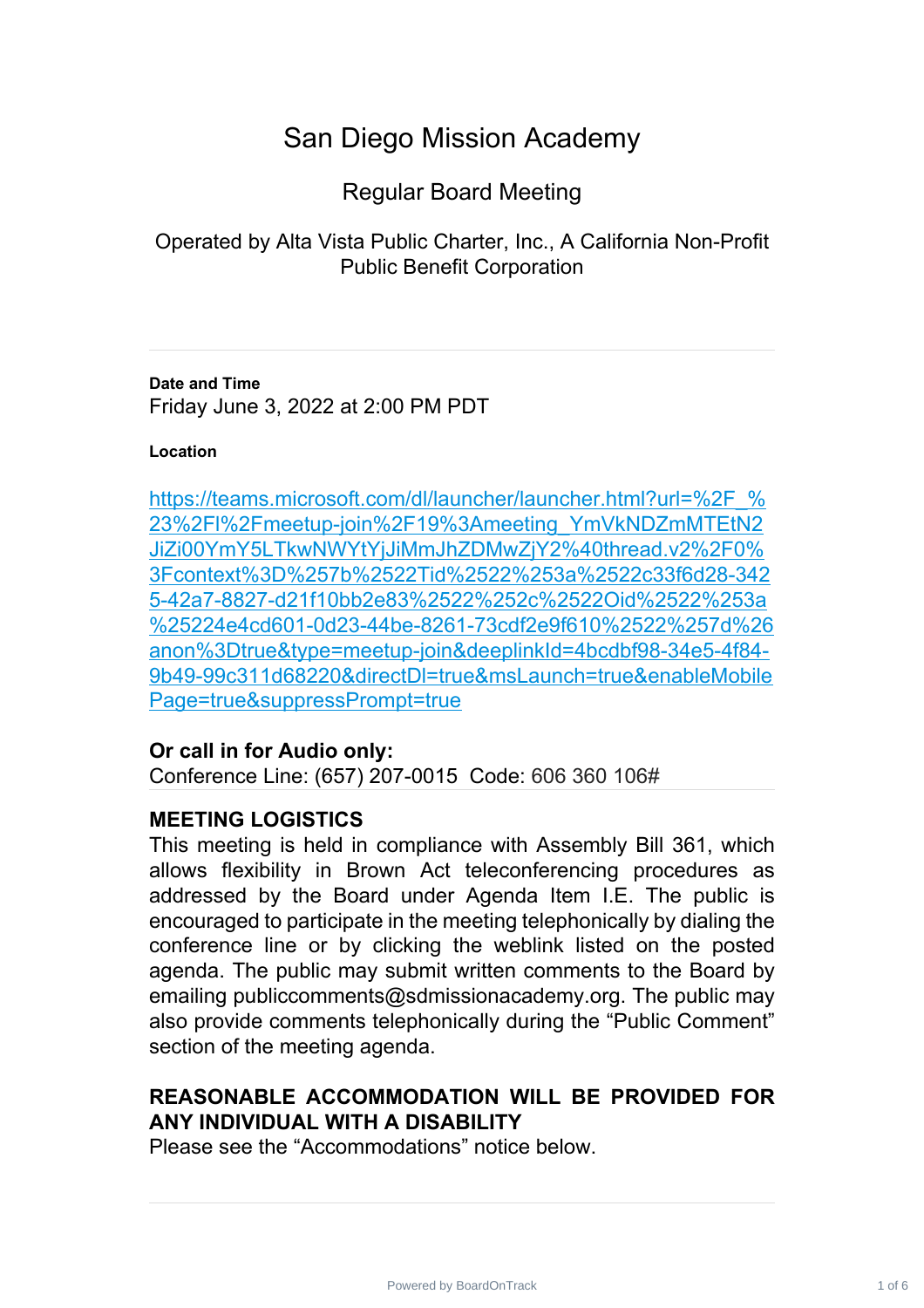# San Diego Mission Academy

## Regular Board Meeting

Operated by Alta Vista Public Charter, Inc., A California Non-Profit Public Benefit Corporation

---

**Date and Time**

Friday June 3, 2022 at 2:00 PM PDT

**Location**

https://teams.microsoft.com/dl/launcher/launcher.html?url=%2F_%23%2Fl%2Fmeetup-join%2F19%3Ameeting_YmVkNDZmMTEtN2JiZi00YmY5LTkwNWYtYjJiMmJhZDMwZjY2%40thread.v2%2F0%3Fcontext%3D%257b%2522Tid%2522%253a%2522c33f6d28-3425-42a7-8827-d21f10bb2e83%2522%252c%2522Oid%2522%253a%25224e4cd601-0d23-44be-8261-73cdf2e9f610%2522%257d%26anon%3Dtrue&type=meetup-join&deeplinkId=4bcdbf98-34e5-4f84-9b49-99c311d68220&directDl=true&msLaunch=true&enableMobilePage=true&suppressPrompt=true

**Or call in for Audio only:**

Conference Line: (657) 207-0015 Code: 606 360 106#

---

**MEETING LOGISTICS**

This meeting is held in compliance with Assembly Bill 361, which allows flexibility in Brown Act teleconferencing procedures as addressed by the Board under Agenda Item I.E. The public is encouraged to participate in the meeting telephonically by dialing the conference line or by clicking the weblink listed on the posted agenda. The public may submit written comments to the Board by emailing publiccomments@sdmissionacademy.org. The public may also provide comments telephonically during the "Public Comment" section of the meeting agenda.

**REASONABLE ACCOMMODATION WILL BE PROVIDED FOR ANY INDIVIDUAL WITH A DISABILITY**

Please see the "Accommodations" notice below.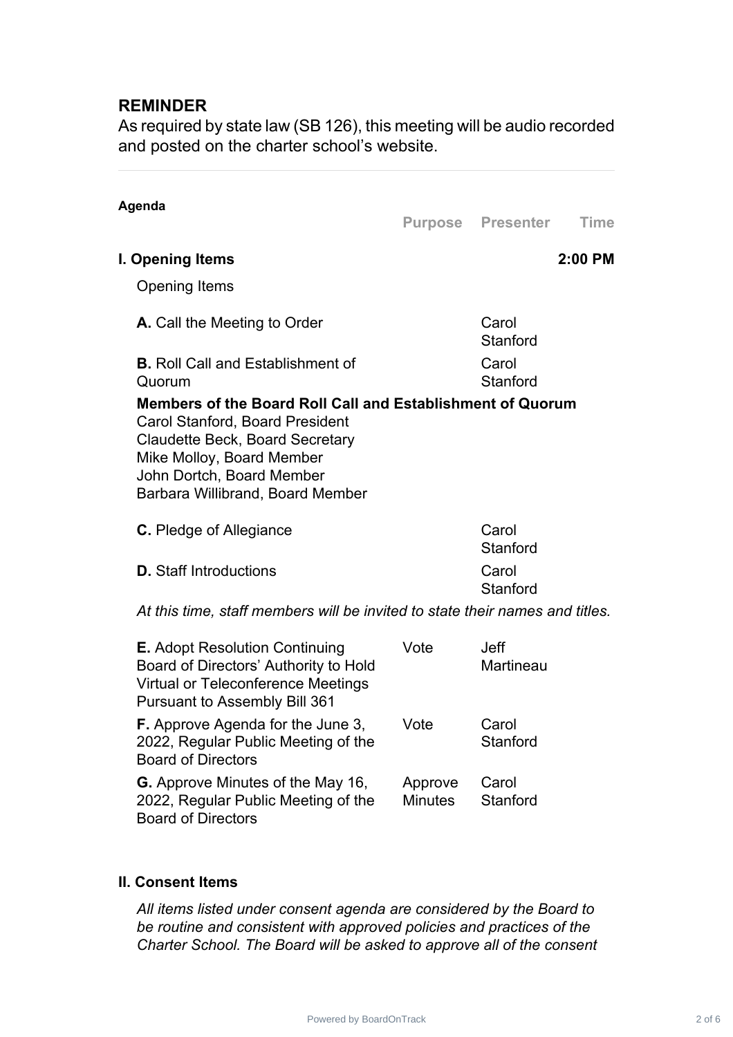## REMINDER

As required by state law (SB 126), this meeting will be audio recorded and posted on the charter school's website.

---

**Agenda**

| | Purpose | Presenter | Time |
|---|---|---|---|
| **I. Opening Items** | | | **2:00 PM** |

Opening Items

| | Purpose | Presenter |
|---|---|---|
| **A.** Call the Meeting to Order | | Carol Stanford |
| **B.** Roll Call and Establishment of Quorum | | Carol Stanford |

**Members of the Board Roll Call and Establishment of Quorum**
Carol Stanford, Board President
Claudette Beck, Board Secretary
Mike Molloy, Board Member
John Dortch, Board Member
Barbara Willibrand, Board Member

| | Purpose | Presenter |
|---|---|---|
| **C.** Pledge of Allegiance | | Carol Stanford |
| **D.** Staff Introductions | | Carol Stanford |

*At this time, staff members will be invited to state their names and titles.*

| | Purpose | Presenter |
|---|---|---|
| **E.** Adopt Resolution Continuing Board of Directors' Authority to Hold Virtual or Teleconference Meetings Pursuant to Assembly Bill 361 | Vote | Jeff Martineau |
| **F.** Approve Agenda for the June 3, 2022, Regular Public Meeting of the Board of Directors | Vote | Carol Stanford |
| **G.** Approve Minutes of the May 16, 2022, Regular Public Meeting of the Board of Directors | Approve Minutes | Carol Stanford |

**II. Consent Items**

*All items listed under consent agenda are considered by the Board to be routine and consistent with approved policies and practices of the Charter School. The Board will be asked to approve all of the consent*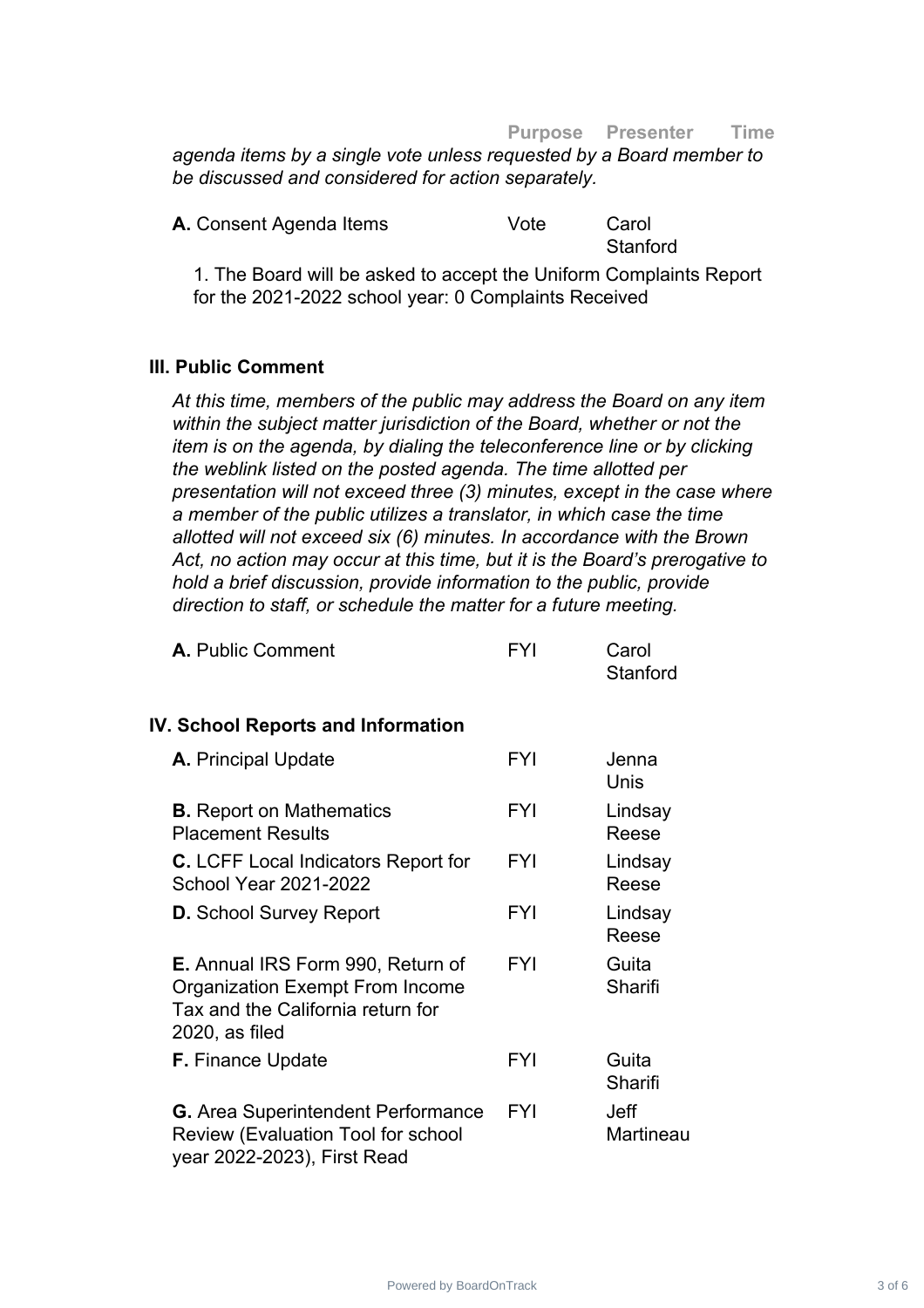| | Purpose | Presenter | Time |
|---|---|---|---|

*agenda items by a single vote unless requested by a Board member to be discussed and considered for action separately.*

| | Purpose | Presenter | Time |
|---|---|---|---|
| **A.** Consent Agenda Items | Vote | Carol Stanford | |

1. The Board will be asked to accept the Uniform Complaints Report for the 2021-2022 school year: 0 Complaints Received

### III. Public Comment

*At this time, members of the public may address the Board on any item within the subject matter jurisdiction of the Board, whether or not the item is on the agenda, by dialing the teleconference line or by clicking the weblink listed on the posted agenda. The time allotted per presentation will not exceed three (3) minutes, except in the case where a member of the public utilizes a translator, in which case the time allotted will not exceed six (6) minutes. In accordance with the Brown Act, no action may occur at this time, but it is the Board's prerogative to hold a brief discussion, provide information to the public, provide direction to staff, or schedule the matter for a future meeting.*

| | Purpose | Presenter | Time |
|---|---|---|---|
| **A.** Public Comment | FYI | Carol Stanford | |

### IV. School Reports and Information

| | Purpose | Presenter | Time |
|---|---|---|---|
| **A.** Principal Update | FYI | Jenna Unis | |
| **B.** Report on Mathematics Placement Results | FYI | Lindsay Reese | |
| **C.** LCFF Local Indicators Report for School Year 2021-2022 | FYI | Lindsay Reese | |
| **D.** School Survey Report | FYI | Lindsay Reese | |
| **E.** Annual IRS Form 990, Return of Organization Exempt From Income Tax and the California return for 2020, as filed | FYI | Guita Sharifi | |
| **F.** Finance Update | FYI | Guita Sharifi | |
| **G.** Area Superintendent Performance Review (Evaluation Tool for school year 2022-2023), First Read | FYI | Jeff Martineau | |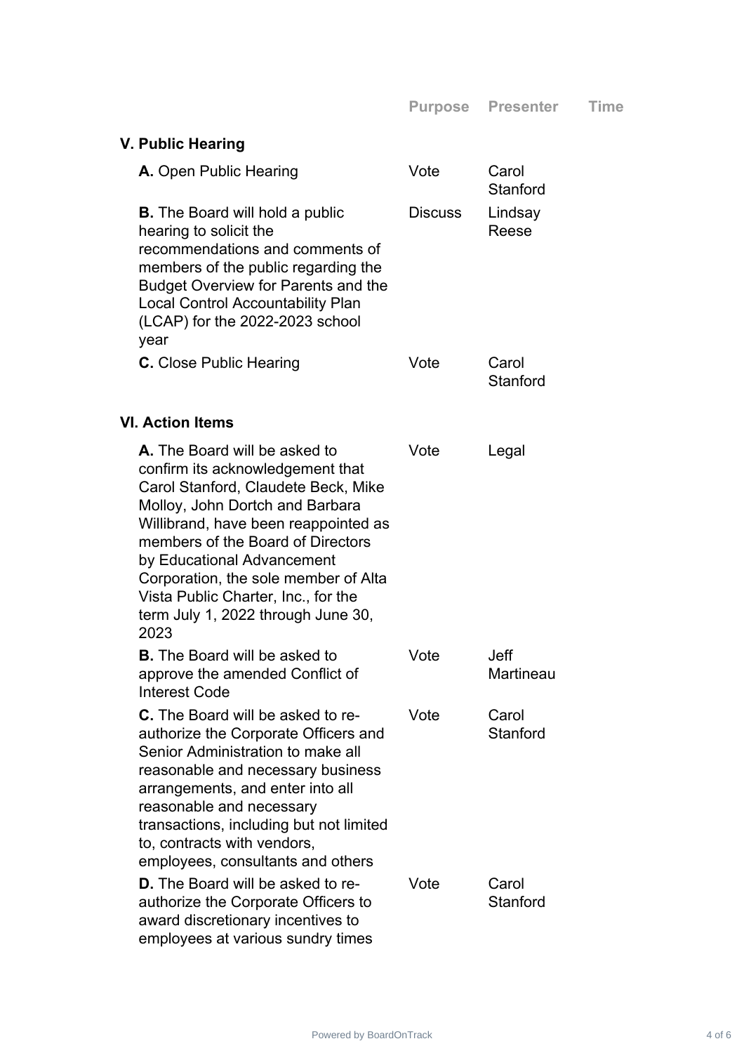| | Purpose | Presenter | Time |
|---|---|---|---|
| **V. Public Hearing** | | | |
| **A.** Open Public Hearing | Vote | Carol Stanford | |
| **B.** The Board will hold a public hearing to solicit the recommendations and comments of members of the public regarding the Budget Overview for Parents and the Local Control Accountability Plan (LCAP) for the 2022-2023 school year | Discuss | Lindsay Reese | |
| **C.** Close Public Hearing | Vote | Carol Stanford | |
| **VI. Action Items** | | | |
| **A.** The Board will be asked to confirm its acknowledgement that Carol Stanford, Claudete Beck, Mike Molloy, John Dortch and Barbara Willibrand, have been reappointed as members of the Board of Directors by Educational Advancement Corporation, the sole member of Alta Vista Public Charter, Inc., for the term July 1, 2022 through June 30, 2023 | Vote | Legal | |
| **B.** The Board will be asked to approve the amended Conflict of Interest Code | Vote | Jeff Martineau | |
| **C.** The Board will be asked to re-authorize the Corporate Officers and Senior Administration to make all reasonable and necessary business arrangements, and enter into all reasonable and necessary transactions, including but not limited to, contracts with vendors, employees, consultants and others | Vote | Carol Stanford | |
| **D.** The Board will be asked to re-authorize the Corporate Officers to award discretionary incentives to employees at various sundry times | Vote | Carol Stanford | |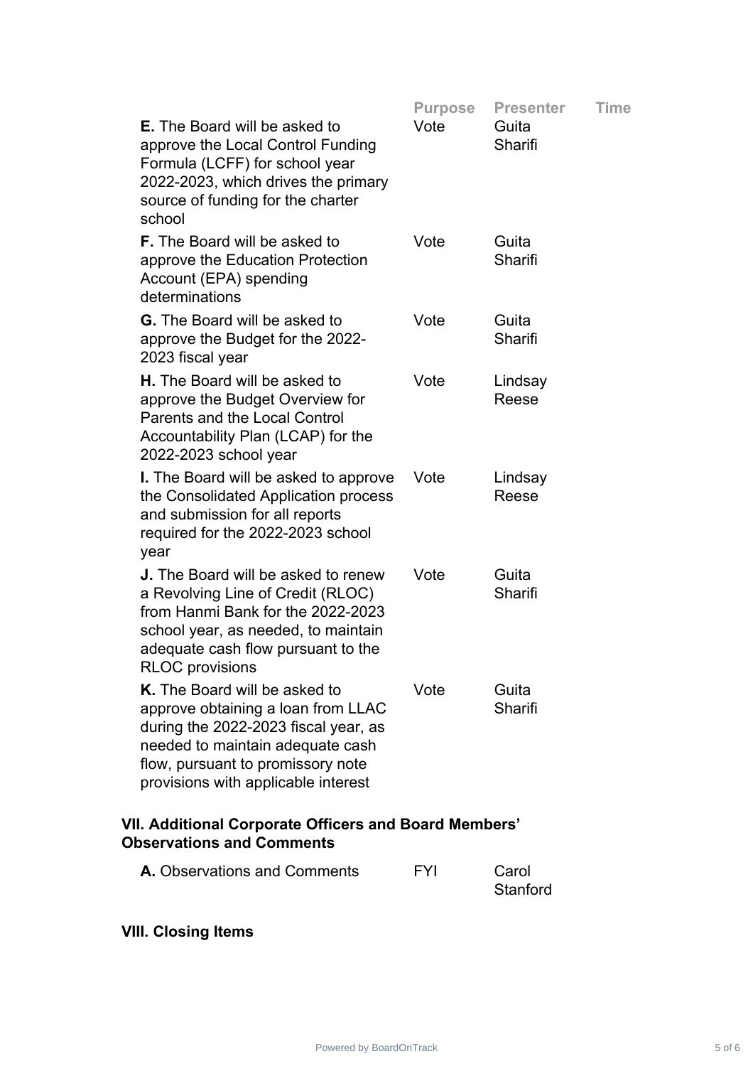| | Purpose | Presenter | Time |
|---|---|---|---|
| **E.** The Board will be asked to approve the Local Control Funding Formula (LCFF) for school year 2022-2023, which drives the primary source of funding for the charter school | Vote | Guita Sharifi | |
| **F.** The Board will be asked to approve the Education Protection Account (EPA) spending determinations | Vote | Guita Sharifi | |
| **G.** The Board will be asked to approve the Budget for the 2022-2023 fiscal year | Vote | Guita Sharifi | |
| **H.** The Board will be asked to approve the Budget Overview for Parents and the Local Control Accountability Plan (LCAP) for the 2022-2023 school year | Vote | Lindsay Reese | |
| **I.** The Board will be asked to approve the Consolidated Application process and submission for all reports required for the 2022-2023 school year | Vote | Lindsay Reese | |
| **J.** The Board will be asked to renew a Revolving Line of Credit (RLOC) from Hanmi Bank for the 2022-2023 school year, as needed, to maintain adequate cash flow pursuant to the RLOC provisions | Vote | Guita Sharifi | |
| **K.** The Board will be asked to approve obtaining a loan from LLAC during the 2022-2023 fiscal year, as needed to maintain adequate cash flow, pursuant to promissory note provisions with applicable interest | Vote | Guita Sharifi | |

## VII. Additional Corporate Officers and Board Members' Observations and Comments

| | Purpose | Presenter | Time |
|---|---|---|---|
| **A.** Observations and Comments | FYI | Carol Stanford | |

## VIII. Closing Items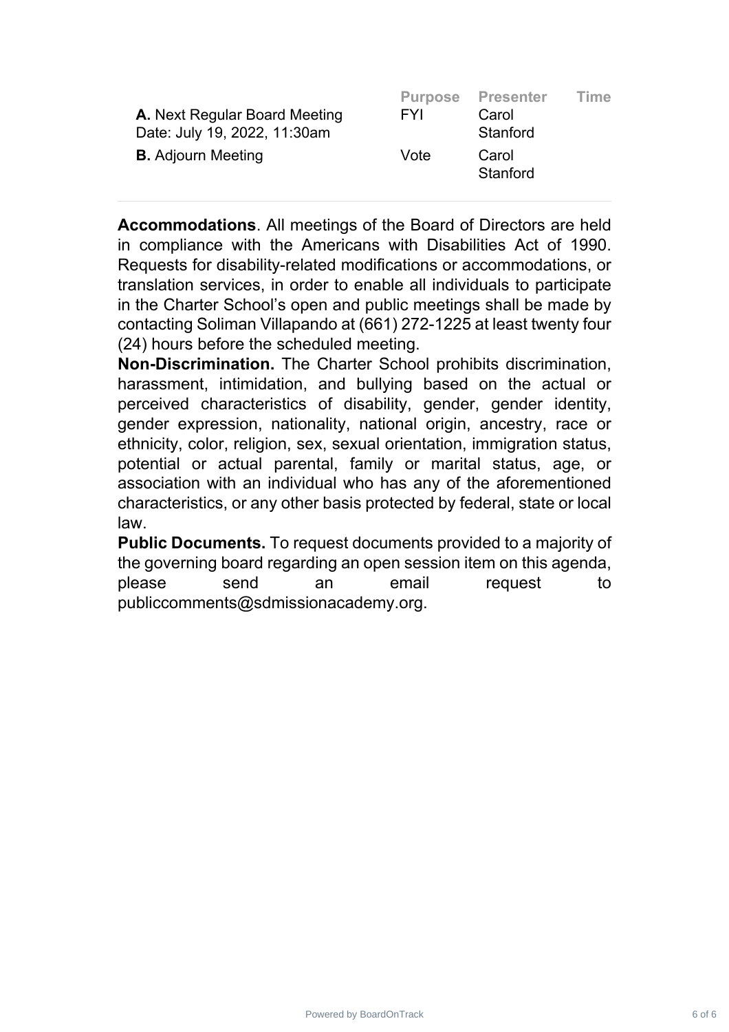| | Purpose | Presenter | Time |
| --- | --- | --- | --- |
| **A.** Next Regular Board Meeting<br>Date: July 19, 2022, 11:30am | FYI | Carol Stanford | |
| **B.** Adjourn Meeting | Vote | Carol Stanford | |

---

**Accommodations**. All meetings of the Board of Directors are held in compliance with the Americans with Disabilities Act of 1990. Requests for disability-related modifications or accommodations, or translation services, in order to enable all individuals to participate in the Charter School's open and public meetings shall be made by contacting Soliman Villapando at (661) 272-1225 at least twenty four (24) hours before the scheduled meeting.

**Non-Discrimination.** The Charter School prohibits discrimination, harassment, intimidation, and bullying based on the actual or perceived characteristics of disability, gender, gender identity, gender expression, nationality, national origin, ancestry, race or ethnicity, color, religion, sex, sexual orientation, immigration status, potential or actual parental, family or marital status, age, or association with an individual who has any of the aforementioned characteristics, or any other basis protected by federal, state or local law.

**Public Documents.** To request documents provided to a majority of the governing board regarding an open session item on this agenda, please send an email request to publiccomments@sdmissionacademy.org.